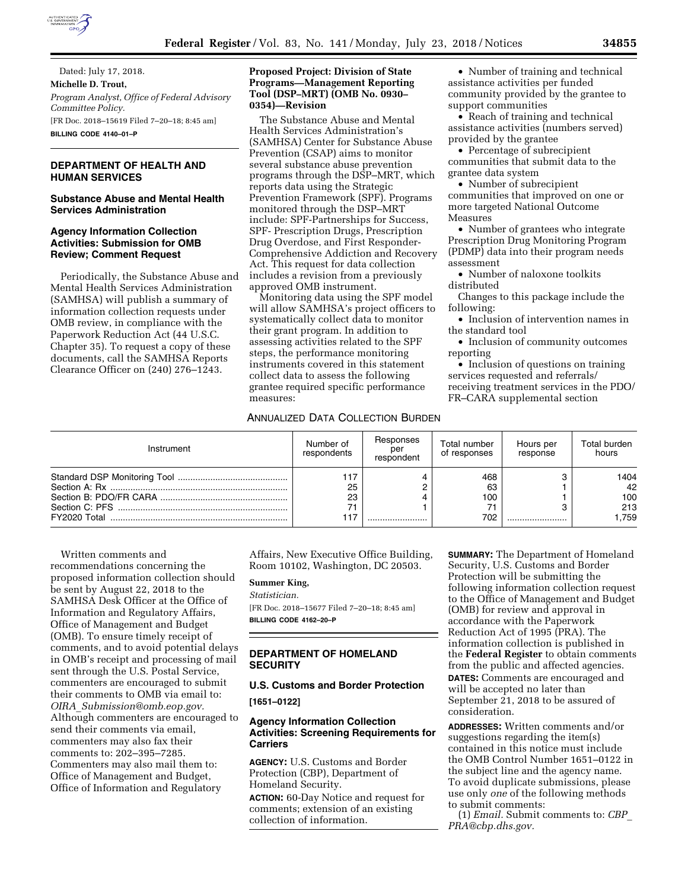Dated: July 17, 2018.

**Michelle D. Trout,**

*Program Analyst, Office of Federal Advisory Committee Policy.*

[FR Doc. 2018–15619 Filed 7–20–18; 8:45 am]

**BILLING CODE 4140–01–P**

## DEPARTMENT OF HEALTH AND HUMAN SERVICES

### Substance Abuse and Mental Health Services Administration

### Agency Information Collection Activities: Submission for OMB Review; Comment Request

Periodically, the Substance Abuse and Mental Health Services Administration (SAMHSA) will publish a summary of information collection requests under OMB review, in compliance with the Paperwork Reduction Act (44 U.S.C. Chapter 35). To request a copy of these documents, call the SAMHSA Reports Clearance Officer on (240) 276–1243.

**Proposed Project: Division of State Programs—Management Reporting Tool (DSP–MRT) (OMB No. 0930–0354)—Revision**

The Substance Abuse and Mental Health Services Administration's (SAMHSA) Center for Substance Abuse Prevention (CSAP) aims to monitor several substance abuse prevention programs through the DSP–MRT, which reports data using the Strategic Prevention Framework (SPF). Programs monitored through the DSP–MRT include: SPF-Partnerships for Success, SPF- Prescription Drugs, Prescription Drug Overdose, and First Responder-Comprehensive Addiction and Recovery Act. This request for data collection includes a revision from a previously approved OMB instrument.

Monitoring data using the SPF model will allow SAMHSA's project officers to systematically collect data to monitor their grant program. In addition to assessing activities related to the SPF steps, the performance monitoring instruments covered in this statement collect data to assess the following grantee required specific performance measures:

- Number of training and technical assistance activities per funded community provided by the grantee to support communities
- Reach of training and technical assistance activities (numbers served) provided by the grantee
- Percentage of subrecipient communities that submit data to the grantee data system
- Number of subrecipient communities that improved on one or more targeted National Outcome Measures
- Number of grantees who integrate Prescription Drug Monitoring Program (PDMP) data into their program needs assessment
- Number of naloxone toolkits distributed

Changes to this package include the following:

- Inclusion of intervention names in the standard tool
- Inclusion of community outcomes reporting
- Inclusion of questions on training services requested and referrals/receiving treatment services in the PDO/FR–CARA supplemental section

ANNUALIZED DATA COLLECTION BURDEN

| Instrument | Number of respondents | Responses per respondent | Total number of responses | Hours per response | Total burden hours |
|---|---|---|---|---|---|
| Standard DSP Monitoring Tool | 117 | 4 | 468 | 3 | 1404 |
| Section A: Rx | 25 | 2 | 63 | 1 | 42 |
| Section B: PDO/FR CARA | 23 | 4 | 100 | 1 | 100 |
| Section C: PFS | 71 | 1 | 71 | 3 | 213 |
| FY2020 Total | 117 | | 702 | | 1,759 |

Written comments and recommendations concerning the proposed information collection should be sent by August 22, 2018 to the SAMHSA Desk Officer at the Office of Information and Regulatory Affairs, Office of Management and Budget (OMB). To ensure timely receipt of comments, and to avoid potential delays in OMB's receipt and processing of mail sent through the U.S. Postal Service, commenters are encouraged to submit their comments to OMB via email to: *OIRA_Submission@omb.eop.gov.* Although commenters are encouraged to send their comments via email, commenters may also fax their comments to: 202–395–7285. Commenters may also mail them to: Office of Management and Budget, Office of Information and Regulatory Affairs, New Executive Office Building, Room 10102, Washington, DC 20503.

**Summer King,**

*Statistician.*

[FR Doc. 2018–15677 Filed 7–20–18; 8:45 am]

**BILLING CODE 4162–20–P**

## DEPARTMENT OF HOMELAND SECURITY

### U.S. Customs and Border Protection

**[1651–0122]**

### Agency Information Collection Activities: Screening Requirements for Carriers

**AGENCY:** U.S. Customs and Border Protection (CBP), Department of Homeland Security.

**ACTION:** 60-Day Notice and request for comments; extension of an existing collection of information.

**SUMMARY:** The Department of Homeland Security, U.S. Customs and Border Protection will be submitting the following information collection request to the Office of Management and Budget (OMB) for review and approval in accordance with the Paperwork Reduction Act of 1995 (PRA). The information collection is published in the **Federal Register** to obtain comments from the public and affected agencies.

**DATES:** Comments are encouraged and will be accepted no later than September 21, 2018 to be assured of consideration.

**ADDRESSES:** Written comments and/or suggestions regarding the item(s) contained in this notice must include the OMB Control Number 1651–0122 in the subject line and the agency name. To avoid duplicate submissions, please use only *one* of the following methods to submit comments:

(1) *Email.* Submit comments to: *CBP_PRA@cbp.dhs.gov.*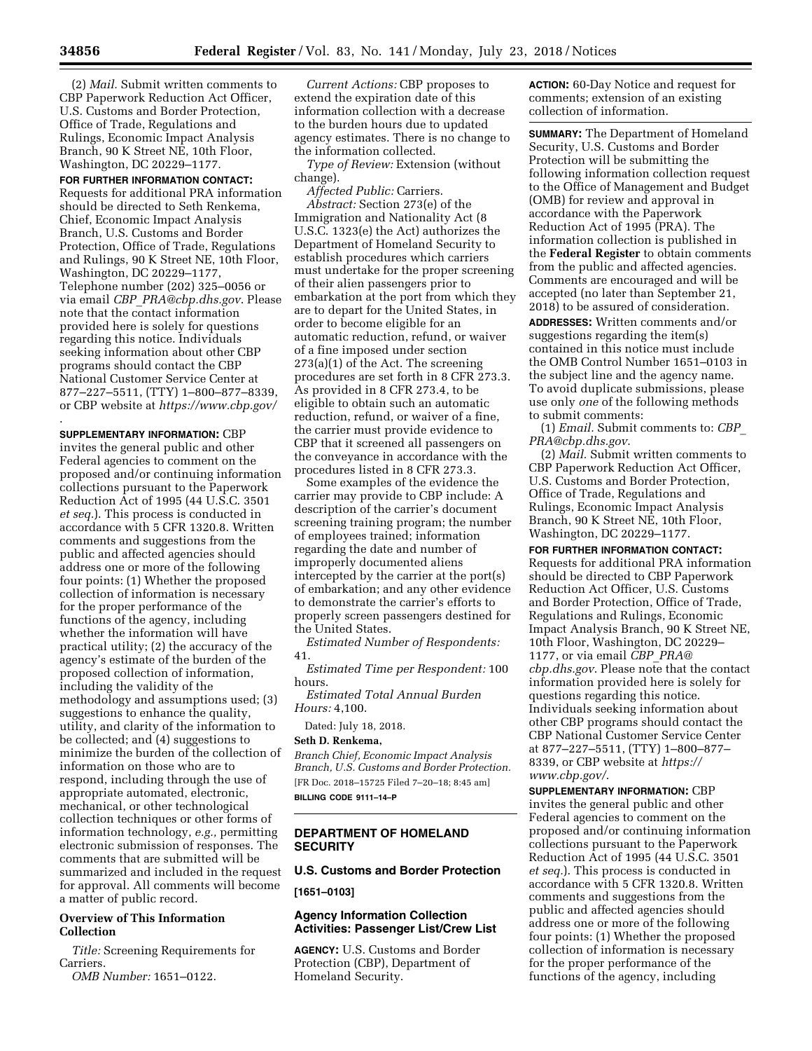(2) *Mail.* Submit written comments to CBP Paperwork Reduction Act Officer, U.S. Customs and Border Protection, Office of Trade, Regulations and Rulings, Economic Impact Analysis Branch, 90 K Street NE, 10th Floor, Washington, DC 20229–1177.

**FOR FURTHER INFORMATION CONTACT:** Requests for additional PRA information should be directed to Seth Renkema, Chief, Economic Impact Analysis Branch, U.S. Customs and Border Protection, Office of Trade, Regulations and Rulings, 90 K Street NE, 10th Floor, Washington, DC 20229–1177, Telephone number (202) 325–0056 or via email *CBP_PRA@cbp.dhs.gov*. Please note that the contact information provided here is solely for questions regarding this notice. Individuals seeking information about other CBP programs should contact the CBP National Customer Service Center at 877–227–5511, (TTY) 1–800–877–8339, or CBP website at *https://www.cbp.gov/*.

**SUPPLEMENTARY INFORMATION:** CBP invites the general public and other Federal agencies to comment on the proposed and/or continuing information collections pursuant to the Paperwork Reduction Act of 1995 (44 U.S.C. 3501 *et seq.*). This process is conducted in accordance with 5 CFR 1320.8. Written comments and suggestions from the public and affected agencies should address one or more of the following four points: (1) Whether the proposed collection of information is necessary for the proper performance of the functions of the agency, including whether the information will have practical utility; (2) the accuracy of the agency's estimate of the burden of the proposed collection of information, including the validity of the methodology and assumptions used; (3) suggestions to enhance the quality, utility, and clarity of the information to be collected; and (4) suggestions to minimize the burden of the collection of information on those who are to respond, including through the use of appropriate automated, electronic, mechanical, or other technological collection techniques or other forms of information technology, *e.g.,* permitting electronic submission of responses. The comments that are submitted will be summarized and included in the request for approval. All comments will become a matter of public record.

## Overview of This Information Collection

*Title:* Screening Requirements for Carriers.

*OMB Number:* 1651–0122.

*Current Actions:* CBP proposes to extend the expiration date of this information collection with a decrease to the burden hours due to updated agency estimates. There is no change to the information collected.

*Type of Review:* Extension (without change).

*Affected Public:* Carriers.

*Abstract:* Section 273(e) of the Immigration and Nationality Act (8 U.S.C. 1323(e) the Act) authorizes the Department of Homeland Security to establish procedures which carriers must undertake for the proper screening of their alien passengers prior to embarkation at the port from which they are to depart for the United States, in order to become eligible for an automatic reduction, refund, or waiver of a fine imposed under section 273(a)(1) of the Act. The screening procedures are set forth in 8 CFR 273.3. As provided in 8 CFR 273.4, to be eligible to obtain such an automatic reduction, refund, or waiver of a fine, the carrier must provide evidence to CBP that it screened all passengers on the conveyance in accordance with the procedures listed in 8 CFR 273.3.

Some examples of the evidence the carrier may provide to CBP include: A description of the carrier's document screening training program; the number of employees trained; information regarding the date and number of improperly documented aliens intercepted by the carrier at the port(s) of embarkation; and any other evidence to demonstrate the carrier's efforts to properly screen passengers destined for the United States.

*Estimated Number of Respondents:* 41.

*Estimated Time per Respondent:* 100 hours.

*Estimated Total Annual Burden Hours:* 4,100.

Dated: July 18, 2018.

**Seth D. Renkema,**

*Branch Chief, Economic Impact Analysis Branch, U.S. Customs and Border Protection.*

[FR Doc. 2018–15725 Filed 7–20–18; 8:45 am]

**BILLING CODE 9111–14–P**

---

# DEPARTMENT OF HOMELAND SECURITY

## U.S. Customs and Border Protection

**[1651–0103]**

## Agency Information Collection Activities: Passenger List/Crew List

**AGENCY:** U.S. Customs and Border Protection (CBP), Department of Homeland Security.

**ACTION:** 60-Day Notice and request for comments; extension of an existing collection of information.

**SUMMARY:** The Department of Homeland Security, U.S. Customs and Border Protection will be submitting the following information collection request to the Office of Management and Budget (OMB) for review and approval in accordance with the Paperwork Reduction Act of 1995 (PRA). The information collection is published in the **Federal Register** to obtain comments from the public and affected agencies. Comments are encouraged and will be accepted (no later than September 21, 2018) to be assured of consideration.

**ADDRESSES:** Written comments and/or suggestions regarding the item(s) contained in this notice must include the OMB Control Number 1651–0103 in the subject line and the agency name. To avoid duplicate submissions, please use only *one* of the following methods to submit comments:

(1) *Email.* Submit comments to: *CBP_PRA@cbp.dhs.gov*.

(2) *Mail.* Submit written comments to CBP Paperwork Reduction Act Officer, U.S. Customs and Border Protection, Office of Trade, Regulations and Rulings, Economic Impact Analysis Branch, 90 K Street NE, 10th Floor, Washington, DC 20229–1177.

**FOR FURTHER INFORMATION CONTACT:** Requests for additional PRA information should be directed to CBP Paperwork Reduction Act Officer, U.S. Customs and Border Protection, Office of Trade, Regulations and Rulings, Economic Impact Analysis Branch, 90 K Street NE, 10th Floor, Washington, DC 20229–1177, or via email *CBP_PRA@cbp.dhs.gov*. Please note that the contact information provided here is solely for questions regarding this notice. Individuals seeking information about other CBP programs should contact the CBP National Customer Service Center at 877–227–5511, (TTY) 1–800–877–8339, or CBP website at *https://www.cbp.gov/*.

**SUPPLEMENTARY INFORMATION:** CBP invites the general public and other Federal agencies to comment on the proposed and/or continuing information collections pursuant to the Paperwork Reduction Act of 1995 (44 U.S.C. 3501 *et seq.*). This process is conducted in accordance with 5 CFR 1320.8. Written comments and suggestions from the public and affected agencies should address one or more of the following four points: (1) Whether the proposed collection of information is necessary for the proper performance of the functions of the agency, including